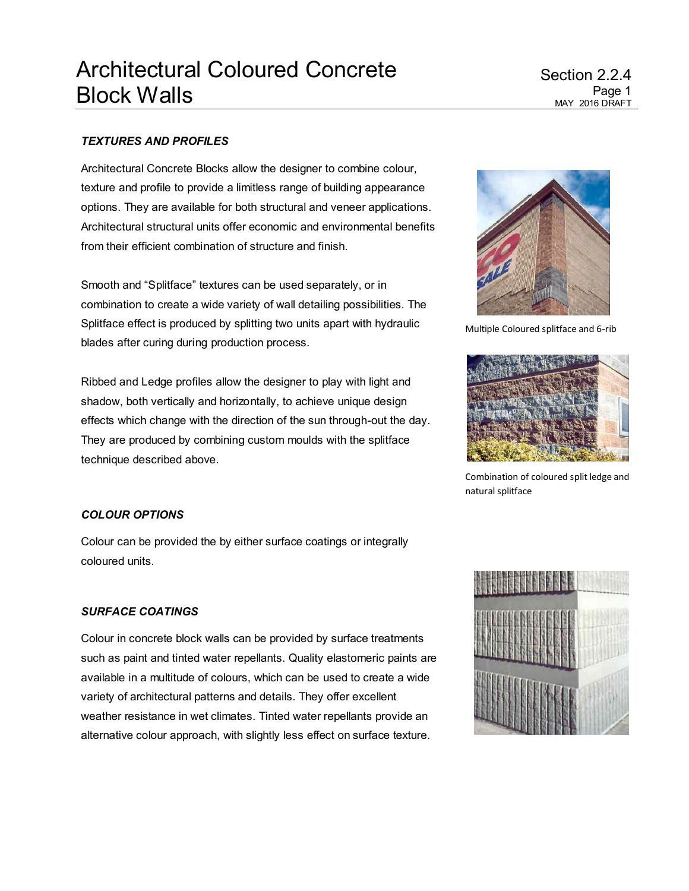# Architectural Coloured Concrete Block Walls

Section 2.2.4

MAY 2016 DRAFT

### *TEXTURES AND PROFILES*

Architectural Concrete Blocks allow the designer to combine colour, texture and profile to provide a limitless range of building appearance options. They are available for both structural and veneer applications. Architectural structural units offer economic and environmental benefits from their efficient combination of structure and finish.

Smooth and "Splitface" textures can be used separately, or in combination to create a wide variety of wall detailing possibilities. The Splitface effect is produced by splitting two units apart with hydraulic blades after curing during production process.

Ribbed and Ledge profiles allow the designer to play with light and shadow, both vertically and horizontally, to achieve unique design effects which change with the direction of the sun through-out the day. They are produced by combining custom moulds with the splitface technique described above.

Multiple Coloured splitface and 6-rib

Combination of coloured split ledge and natural splitface

### *COLOUR OPTIONS*

Colour can be provided the by either surface coatings or integrally coloured units.

### *SURFACE COATINGS*

Colour in concrete block walls can be provided by surface treatments such as paint and tinted water repellants. Quality elastomeric paints are available in a multitude of colours, which can be used to create a wide variety of architectural patterns and details. They offer excellent weather resistance in wet climates. Tinted water repellants provide an alternative colour approach, with slightly less effect on surface texture.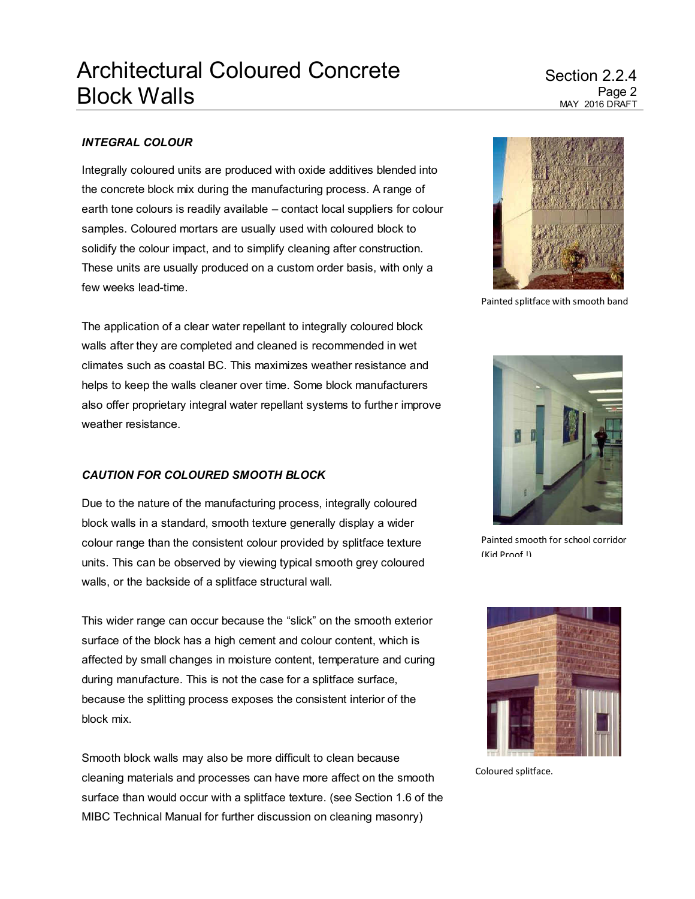#### *INTEGRAL COLOUR*

Integrally coloured units are produced with oxide additives blended into the concrete block mix during the manufacturing process. A range of earth tone colours is readily available – contact local suppliers for colour samples. Coloured mortars are usually used with coloured block to solidify the colour impact, and to simplify cleaning after construction. These units are usually produced on a custom order basis, with only a few weeks lead-time.

The application of a clear water repellant to integrally coloured block walls after they are completed and cleaned is recommended in wet climates such as coastal BC. This maximizes weather resistance and helps to keep the walls cleaner over time. Some block manufacturers also offer proprietary integral water repellant systems to further improve weather resistance.

#### *CAUTION FOR COLOURED SMOOTH BLOCK*

Due to the nature of the manufacturing process, integrally coloured block walls in a standard, smooth texture generally display a wider colour range than the consistent colour provided by splitface texture units. This can be observed by viewing typical smooth grey coloured walls, or the backside of a splitface structural wall.

This wider range can occur because the "slick" on the smooth exterior surface of the block has a high cement and colour content, which is affected by small changes in moisture content, temperature and curing during manufacture. This is not the case for a splitface surface, because the splitting process exposes the consistent interior of the block mix.

Smooth block walls may also be more difficult to clean because cleaning materials and processes can have more affect on the smooth surface than would occur with a splitface texture. (see Section 1.6 of the MIBC Technical Manual for further discussion on cleaning masonry)

Painted splitface with smooth band

Painted smooth for school corridor (Kid Proof !)

Coloured splitface.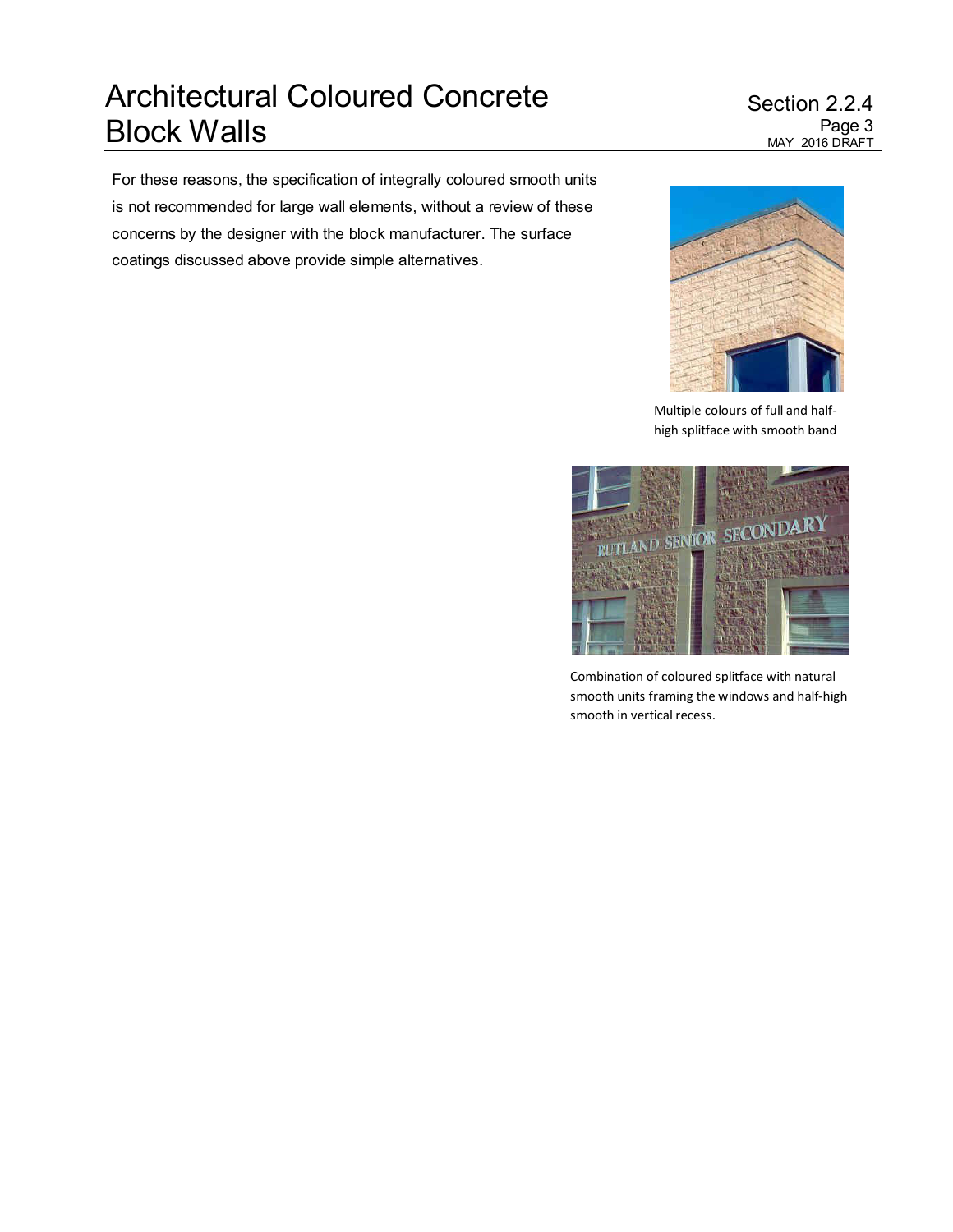For these reasons, the specification of integrally coloured smooth units is not recommended for large wall elements, without a review of these concerns by the designer with the block manufacturer. The surface coatings discussed above provide simple alternatives.

Multiple colours of full and half-high splitface with smooth band

Combination of coloured splitface with natural smooth units framing the windows and half-high smooth in vertical recess.